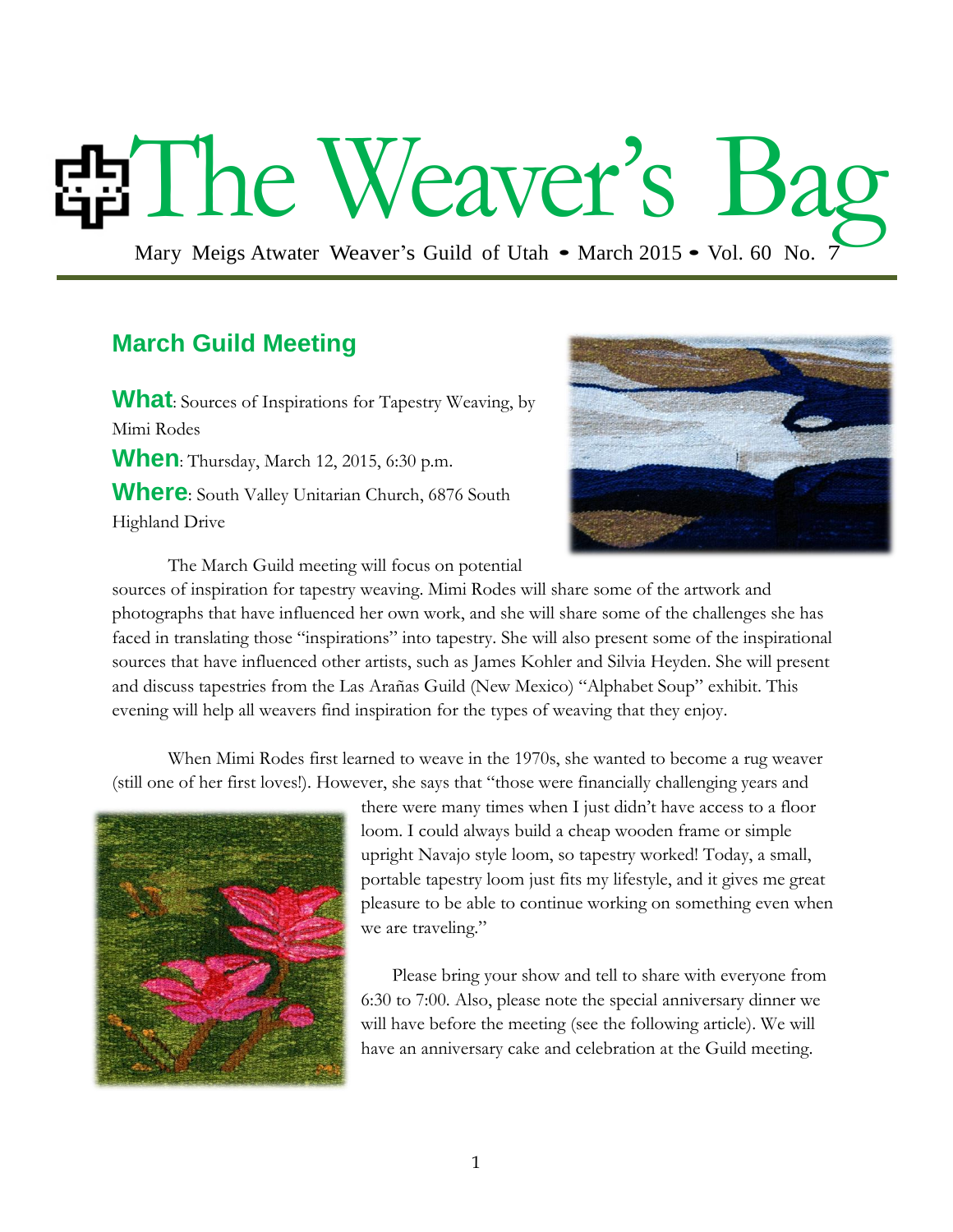# The Weaver's Bag

Mary Meigs Atwater Weaver's Guild of Utah • March 2015 • Vol. 60 No. 7

## March Guild Meeting

**What**: Sources of Inspirations for Tapestry Weaving, by Mimi Rodes

**When**: Thursday, March 12, 2015, 6:30 p.m.

**Where**: South Valley Unitarian Church, 6876 South Highland Drive

The March Guild meeting will focus on potential sources of inspiration for tapestry weaving. Mimi Rodes will share some of the artwork and photographs that have influenced her own work, and she will share some of the challenges she has faced in translating those "inspirations" into tapestry. She will also present some of the inspirational sources that have influenced other artists, such as James Kohler and Silvia Heyden. She will present and discuss tapestries from the Las Arañas Guild (New Mexico) "Alphabet Soup" exhibit. This evening will help all weavers find inspiration for the types of weaving that they enjoy.

When Mimi Rodes first learned to weave in the 1970s, she wanted to become a rug weaver (still one of her first loves!). However, she says that "those were financially challenging years and there were many times when I just didn't have access to a floor loom. I could always build a cheap wooden frame or simple upright Navajo style loom, so tapestry worked! Today, a small, portable tapestry loom just fits my lifestyle, and it gives me great pleasure to be able to continue working on something even when we are traveling."

Please bring your show and tell to share with everyone from 6:30 to 7:00. Also, please note the special anniversary dinner we will have before the meeting (see the following article). We will have an anniversary cake and celebration at the Guild meeting.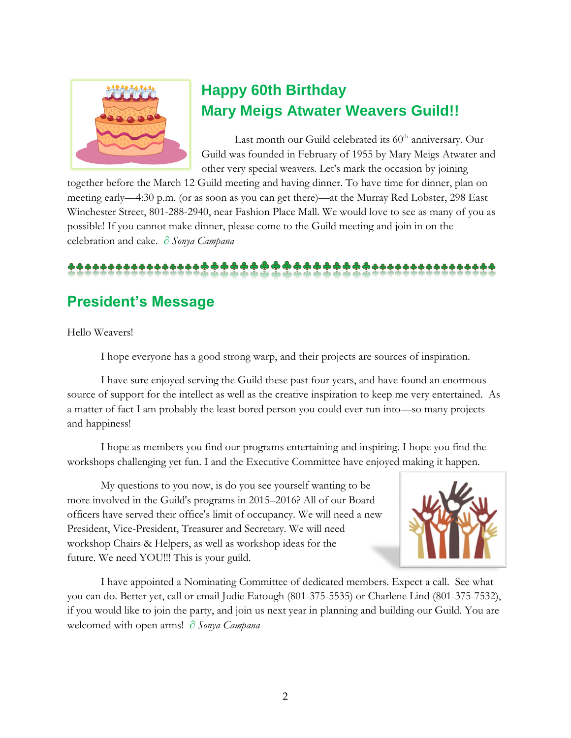## Happy 60th Birthday
## Mary Meigs Atwater Weavers Guild!!

Last month our Guild celebrated its 60th anniversary. Our Guild was founded in February of 1955 by Mary Meigs Atwater and other very special weavers. Let's mark the occasion by joining together before the March 12 Guild meeting and having dinner. To have time for dinner, plan on meeting early—4:30 p.m. (or as soon as you can get there)—at the Murray Red Lobster, 298 East Winchester Street, 801-288-2940, near Fashion Place Mall. We would love to see as many of you as possible! If you cannot make dinner, please come to the Guild meeting and join in on the celebration and cake. ∂ *Sonya Campana*

## President's Message

Hello Weavers!

I hope everyone has a good strong warp, and their projects are sources of inspiration.

I have sure enjoyed serving the Guild these past four years, and have found an enormous source of support for the intellect as well as the creative inspiration to keep me very entertained. As a matter of fact I am probably the least bored person you could ever run into—so many projects and happiness!

I hope as members you find our programs entertaining and inspiring. I hope you find the workshops challenging yet fun. I and the Executive Committee have enjoyed making it happen.

My questions to you now, is do you see yourself wanting to be more involved in the Guild's programs in 2015–2016? All of our Board officers have served their office's limit of occupancy. We will need a new President, Vice-President, Treasurer and Secretary. We will need workshop Chairs & Helpers, as well as workshop ideas for the future. We need YOU!!! This is your guild.

I have appointed a Nominating Committee of dedicated members. Expect a call. See what you can do. Better yet, call or email Judie Eatough (801-375-5535) or Charlene Lind (801-375-7532), if you would like to join the party, and join us next year in planning and building our Guild. You are welcomed with open arms! ∂ *Sonya Campana*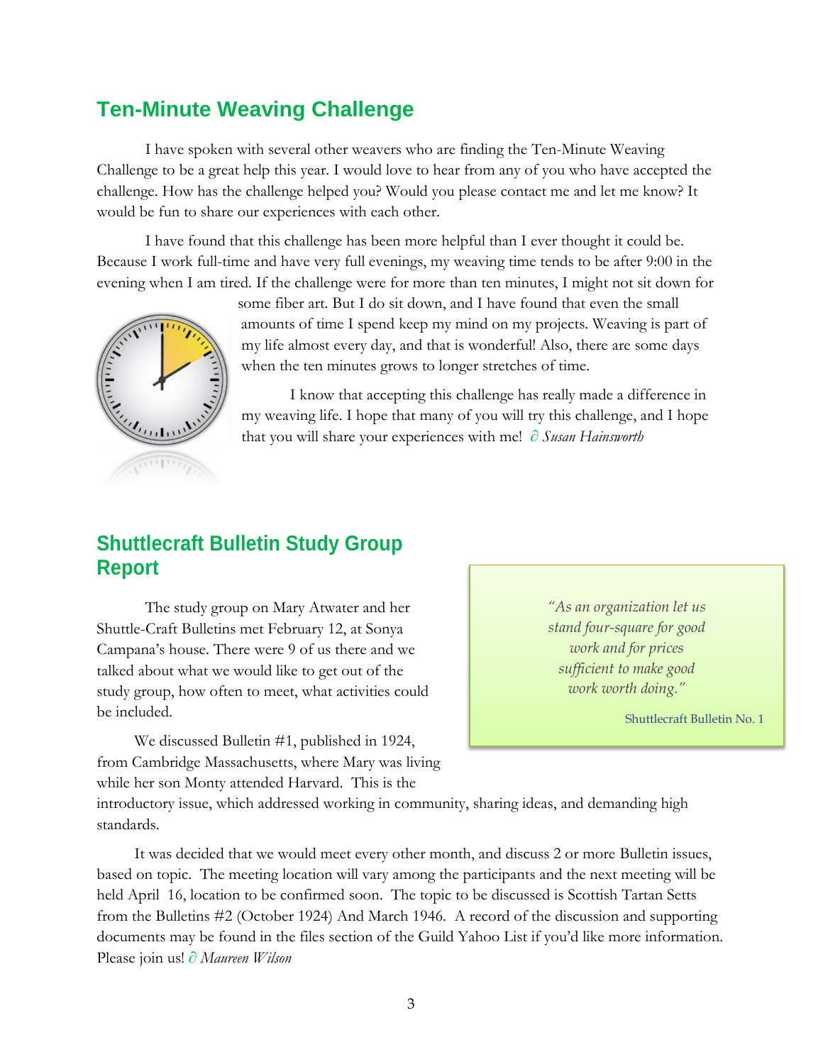## Ten-Minute Weaving Challenge

I have spoken with several other weavers who are finding the Ten-Minute Weaving Challenge to be a great help this year. I would love to hear from any of you who have accepted the challenge. How has the challenge helped you? Would you please contact me and let me know? It would be fun to share our experiences with each other.

I have found that this challenge has been more helpful than I ever thought it could be. Because I work full-time and have very full evenings, my weaving time tends to be after 9:00 in the evening when I am tired. If the challenge were for more than ten minutes, I might not sit down for some fiber art. But I do sit down, and I have found that even the small amounts of time I spend keep my mind on my projects. Weaving is part of my life almost every day, and that is wonderful! Also, there are some days when the ten minutes grows to longer stretches of time.

I know that accepting this challenge has really made a difference in my weaving life. I hope that many of you will try this challenge, and I hope that you will share your experiences with me! ∂ *Susan Hainsworth*

## Shuttlecraft Bulletin Study Group Report

The study group on Mary Atwater and her Shuttle-Craft Bulletins met February 12, at Sonya Campana's house. There were 9 of us there and we talked about what we would like to get out of the study group, how often to meet, what activities could be included.

We discussed Bulletin #1, published in 1924, from Cambridge Massachusetts, where Mary was living while her son Monty attended Harvard. This is the introductory issue, which addressed working in community, sharing ideas, and demanding high standards.

> *"As an organization let us stand four-square for good work and for prices sufficient to make good work worth doing."*
>
> Shuttlecraft Bulletin No. 1

It was decided that we would meet every other month, and discuss 2 or more Bulletin issues, based on topic. The meeting location will vary among the participants and the next meeting will be held April 16, location to be confirmed soon. The topic to be discussed is Scottish Tartan Setts from the Bulletins #2 (October 1924) And March 1946. A record of the discussion and supporting documents may be found in the files section of the Guild Yahoo List if you'd like more information. Please join us! ∂ *Maureen Wilson*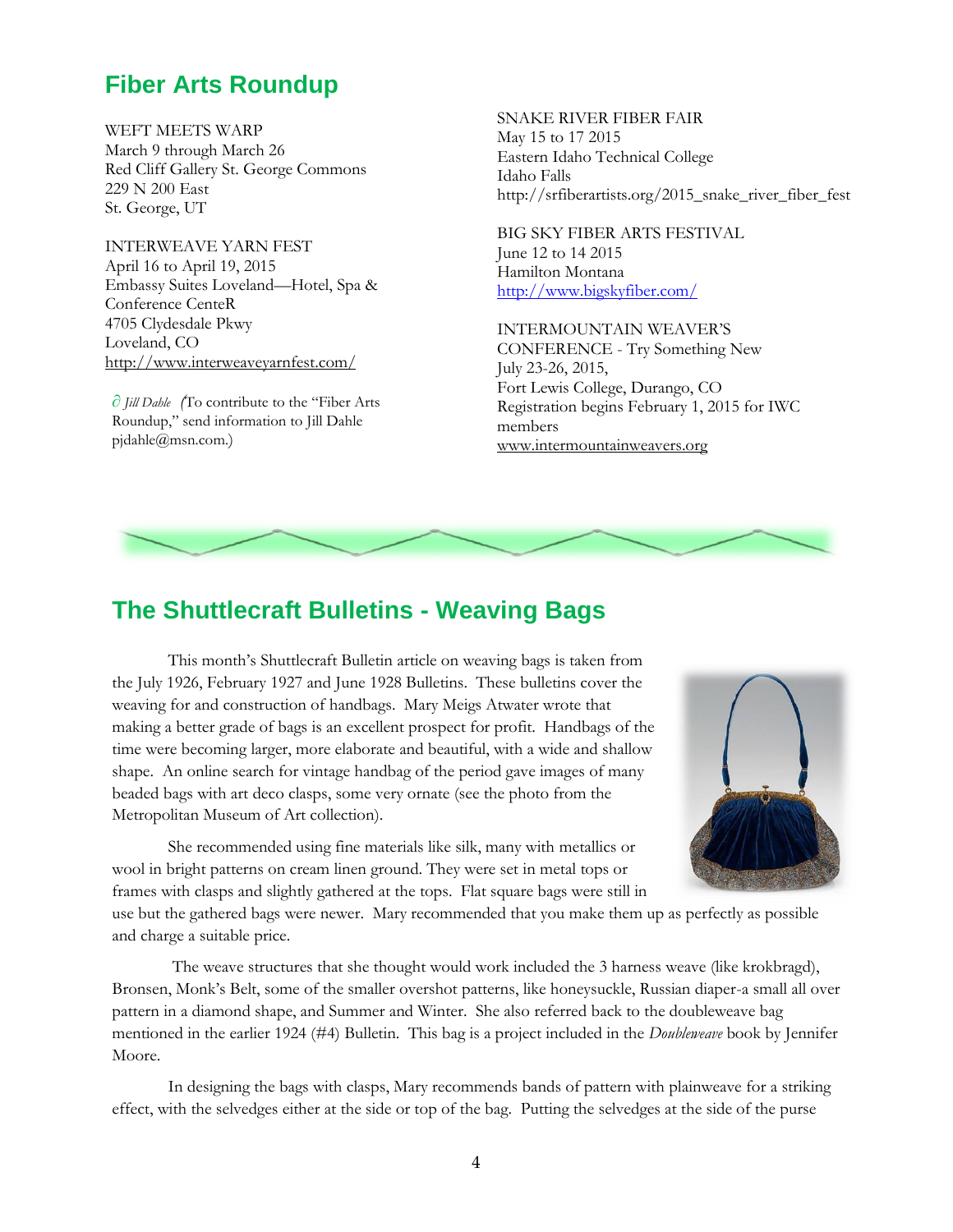## Fiber Arts Roundup

WEFT MEETS WARP
March 9 through March 26
Red Cliff Gallery St. George Commons
229 N 200 East
St. George, UT

INTERWEAVE YARN FEST
April 16 to April 19, 2015
Embassy Suites Loveland—Hotel, Spa & Conference CenteR
4705 Clydesdale Pkwy
Loveland, CO
http://www.interweaveyarnfest.com/

∂ *Jill Dahle* (To contribute to the "Fiber Arts Roundup," send information to Jill Dahle pjdahle@msn.com.)

SNAKE RIVER FIBER FAIR
May 15 to 17 2015
Eastern Idaho Technical College
Idaho Falls
http://srfiberartists.org/2015_snake_river_fiber_fest

BIG SKY FIBER ARTS FESTIVAL
June 12 to 14 2015
Hamilton Montana
http://www.bigskyfiber.com/

INTERMOUNTAIN WEAVER'S CONFERENCE - Try Something New
July 23-26, 2015,
Fort Lewis College, Durango, CO
Registration begins February 1, 2015 for IWC members
www.intermountainweavers.org

## The Shuttlecraft Bulletins - Weaving Bags

This month's Shuttlecraft Bulletin article on weaving bags is taken from the July 1926, February 1927 and June 1928 Bulletins. These bulletins cover the weaving for and construction of handbags. Mary Meigs Atwater wrote that making a better grade of bags is an excellent prospect for profit. Handbags of the time were becoming larger, more elaborate and beautiful, with a wide and shallow shape. An online search for vintage handbag of the period gave images of many beaded bags with art deco clasps, some very ornate (see the photo from the Metropolitan Museum of Art collection).

She recommended using fine materials like silk, many with metallics or wool in bright patterns on cream linen ground. They were set in metal tops or frames with clasps and slightly gathered at the tops. Flat square bags were still in use but the gathered bags were newer. Mary recommended that you make them up as perfectly as possible and charge a suitable price.

The weave structures that she thought would work included the 3 harness weave (like krokbragd), Bronsen, Monk's Belt, some of the smaller overshot patterns, like honeysuckle, Russian diaper-a small all over pattern in a diamond shape, and Summer and Winter. She also referred back to the doubleweave bag mentioned in the earlier 1924 (#4) Bulletin. This bag is a project included in the *Doubleweave* book by Jennifer Moore.

In designing the bags with clasps, Mary recommends bands of pattern with plainweave for a striking effect, with the selvedges either at the side or top of the bag. Putting the selvedges at the side of the purse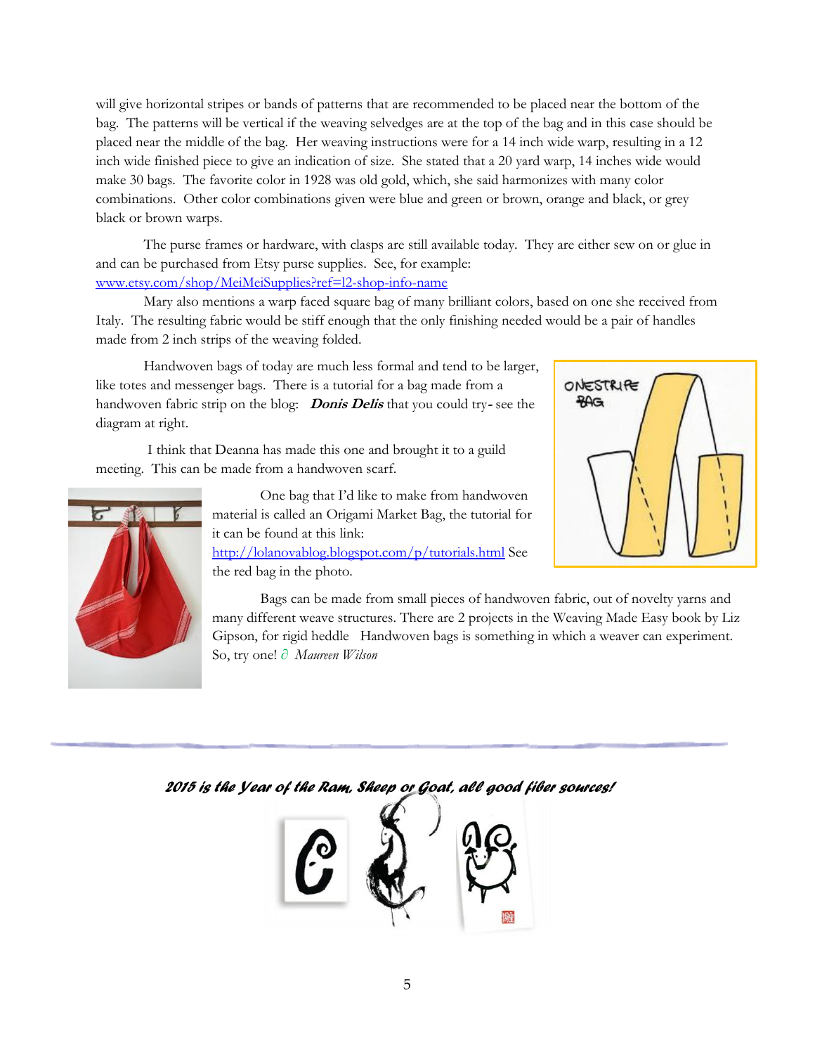will give horizontal stripes or bands of patterns that are recommended to be placed near the bottom of the bag. The patterns will be vertical if the weaving selvedges are at the top of the bag and in this case should be placed near the middle of the bag. Her weaving instructions were for a 14 inch wide warp, resulting in a 12 inch wide finished piece to give an indication of size. She stated that a 20 yard warp, 14 inches wide would make 30 bags. The favorite color in 1928 was old gold, which, she said harmonizes with many color combinations. Other color combinations given were blue and green or brown, orange and black, or grey black or brown warps.

The purse frames or hardware, with clasps are still available today. They are either sew on or glue in and can be purchased from Etsy purse supplies. See, for example: [www.etsy.com/shop/MeiMeiSupplies?ref=l2-shop-info-name](www.etsy.com/shop/MeiMeiSupplies?ref=l2-shop-info-name)

Mary also mentions a warp faced square bag of many brilliant colors, based on one she received from Italy. The resulting fabric would be stiff enough that the only finishing needed would be a pair of handles made from 2 inch strips of the weaving folded.

Handwoven bags of today are much less formal and tend to be larger, like totes and messenger bags. There is a tutorial for a bag made from a handwoven fabric strip on the blog: ***Donis Delis*** that you could try- see the diagram at right.

ONESTRIPE BAG

I think that Deanna has made this one and brought it to a guild meeting. This can be made from a handwoven scarf.

One bag that I'd like to make from handwoven material is called an Origami Market Bag, the tutorial for it can be found at this link: [http://lolanovablog.blogspot.com/p/tutorials.html](http://lolanovablog.blogspot.com/p/tutorials.html) See the red bag in the photo.

Bags can be made from small pieces of handwoven fabric, out of novelty yarns and many different weave structures. There are 2 projects in the Weaving Made Easy book by Liz Gipson, for rigid heddle Handwoven bags is something in which a weaver can experiment. So, try one! ∂ *Maureen Wilson*

---

***2015 is the Year of the Ram, Sheep or Goat, all good fiber sources!***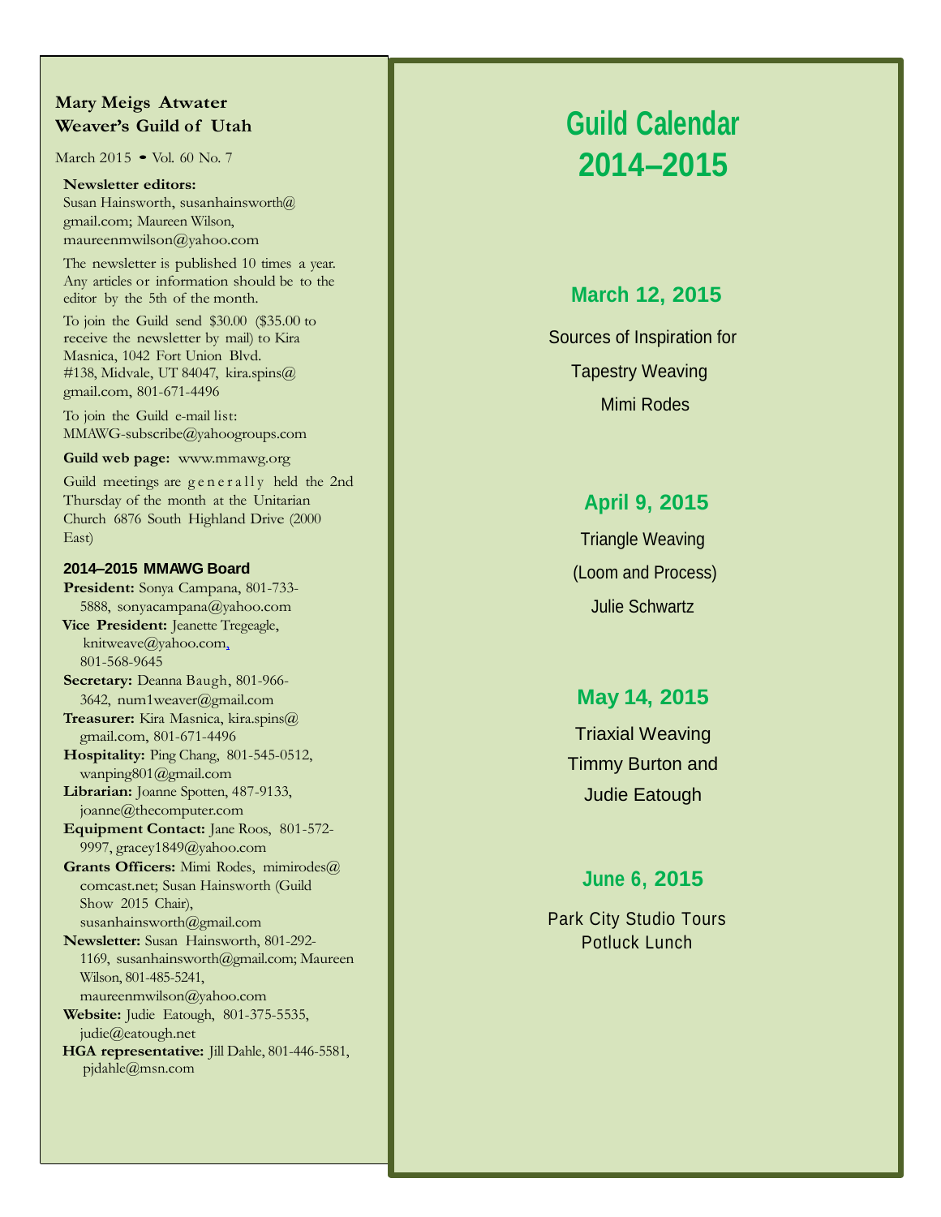**Mary Meigs Atwater Weaver's Guild of Utah**

March 2015 • Vol. 60 No. 7

**Newsletter editors:**
Susan Hainsworth, susanhainsworth@gmail.com; Maureen Wilson, maureenmwilson@yahoo.com

The newsletter is published 10 times a year. Any articles or information should be to the editor by the 5th of the month.

To join the Guild send $30.00 ($35.00 to receive the newsletter by mail) to Kira Masnica, 1042 Fort Union Blvd. #138, Midvale, UT 84047, kira.spins@gmail.com, 801-671-4496

To join the Guild e-mail list: MMAWG-subscribe@yahoogroups.com

**Guild web page:** www.mmawg.org

Guild meetings are generally held the 2nd Thursday of the month at the Unitarian Church 6876 South Highland Drive (2000 East)

### 2014–2015 MMAWG Board

**President:** Sonya Campana, 801-733-5888, sonyacampana@yahoo.com
**Vice President:** Jeanette Tregeagle, knitweave@yahoo.com, 801-568-9645
**Secretary:** Deanna Baugh, 801-966-3642, num1weaver@gmail.com
**Treasurer:** Kira Masnica, kira.spins@gmail.com, 801-671-4496
**Hospitality:** Ping Chang, 801-545-0512, wanping801@gmail.com
**Librarian:** Joanne Spotten, 487-9133, joanne@thecomputer.com
**Equipment Contact:** Jane Roos, 801-572-9997, gracey1849@yahoo.com
**Grants Officers:** Mimi Rodes, mimirodes@comcast.net; Susan Hainsworth (Guild Show 2015 Chair), susanhainsworth@gmail.com
**Newsletter:** Susan Hainsworth, 801-292-1169, susanhainsworth@gmail.com; Maureen Wilson, 801-485-5241, maureenmwilson@yahoo.com
**Website:** Judie Eatough, 801-375-5535, judie@eatough.net
**HGA representative:** Jill Dahle, 801-446-5581, pjdahle@msn.com

# Guild Calendar 2014–2015

### March 12, 2015

Sources of Inspiration for Tapestry Weaving
Mimi Rodes

### April 9, 2015

Triangle Weaving (Loom and Process)
Julie Schwartz

### May 14, 2015

Triaxial Weaving
Timmy Burton and Judie Eatough

### June 6, 2015

Park City Studio Tours
Potluck Lunch